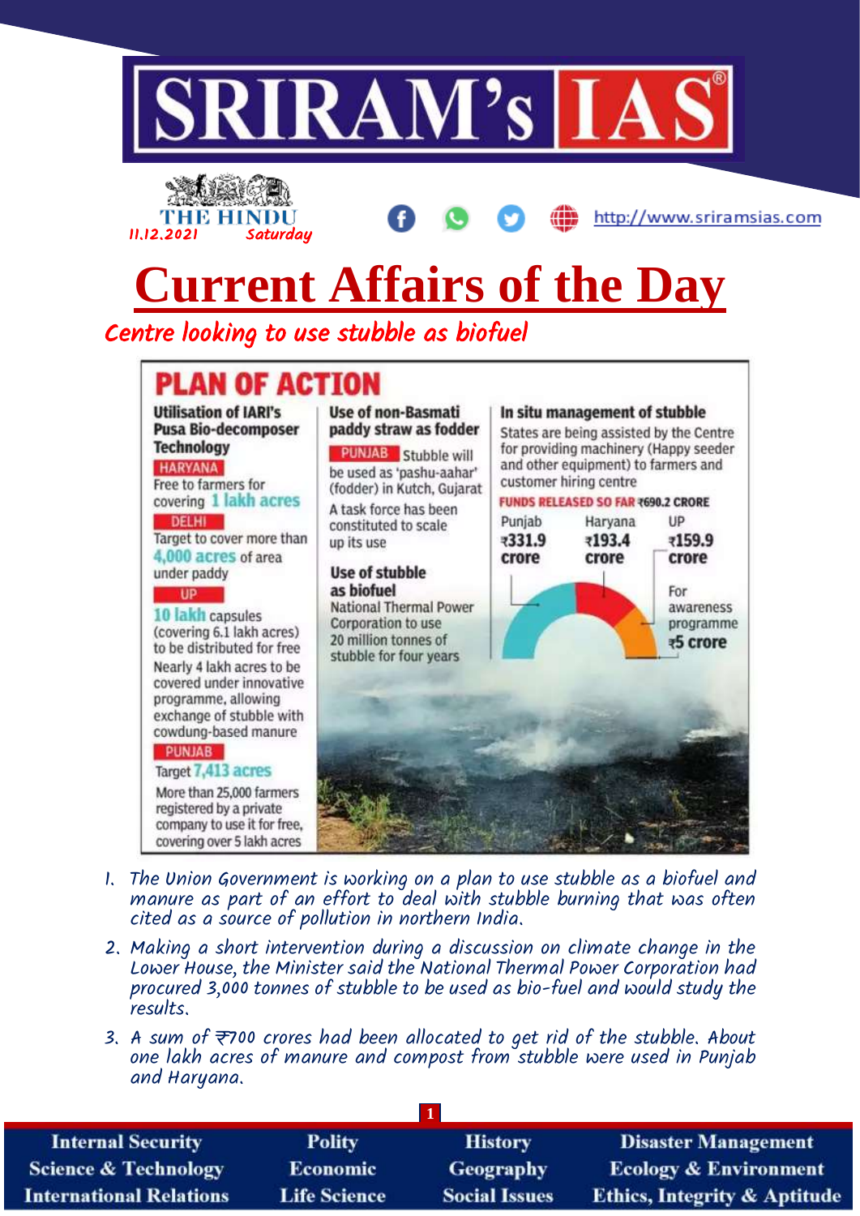# Current Affairs of the Day

THE HINDU 11.12.2021 Saturday

## Centre looking to use stubble as biofuel

### PLAN OF ACTION

**Utilisation of IARI's Pusa Bio-decomposer Technology**

HARYANA
Free to farmers for covering 1 lakh acres

DELHI
Target to cover more than 4,000 acres of area under paddy

UP
10 lakh capsules (covering 6.1 lakh acres) to be distributed for free

Nearly 4 lakh acres to be covered under innovative programme, allowing exchange of stubble with cowdung-based manure

PUNJAB
Target 7,413 acres

More than 25,000 farmers registered by a private company to use it for free, covering over 5 lakh acres

**Use of non-Basmati paddy straw as fodder**

PUNJAB Stubble will be used as 'pashu-aahar' (fodder) in Kutch, Gujarat

A task force has been constituted to scale up its use

**Use of stubble as biofuel**

National Thermal Power Corporation to use 20 million tonnes of stubble for four years

**In situ management of stubble**

States are being assisted by the Centre for providing machinery (Happy seeder and other equipment) to farmers and customer hiring centre

FUNDS RELEASED SO FAR ₹690.2 CRORE

| Punjab | Haryana | UP | For awareness programme |
|---|---|---|---|
| ₹331.9 crore | ₹193.4 crore | ₹159.9 crore | ₹5 crore |

1. The Union Government is working on a plan to use stubble as a biofuel and manure as part of an effort to deal with stubble burning that was often cited as a source of pollution in northern India.
2. Making a short intervention during a discussion on climate change in the Lower House, the Minister said the National Thermal Power Corporation had procured 3,000 tonnes of stubble to be used as bio-fuel and would study the results.
3. A sum of ₹700 crores had been allocated to get rid of the stubble. About one lakh acres of manure and compost from stubble were used in Punjab and Haryana.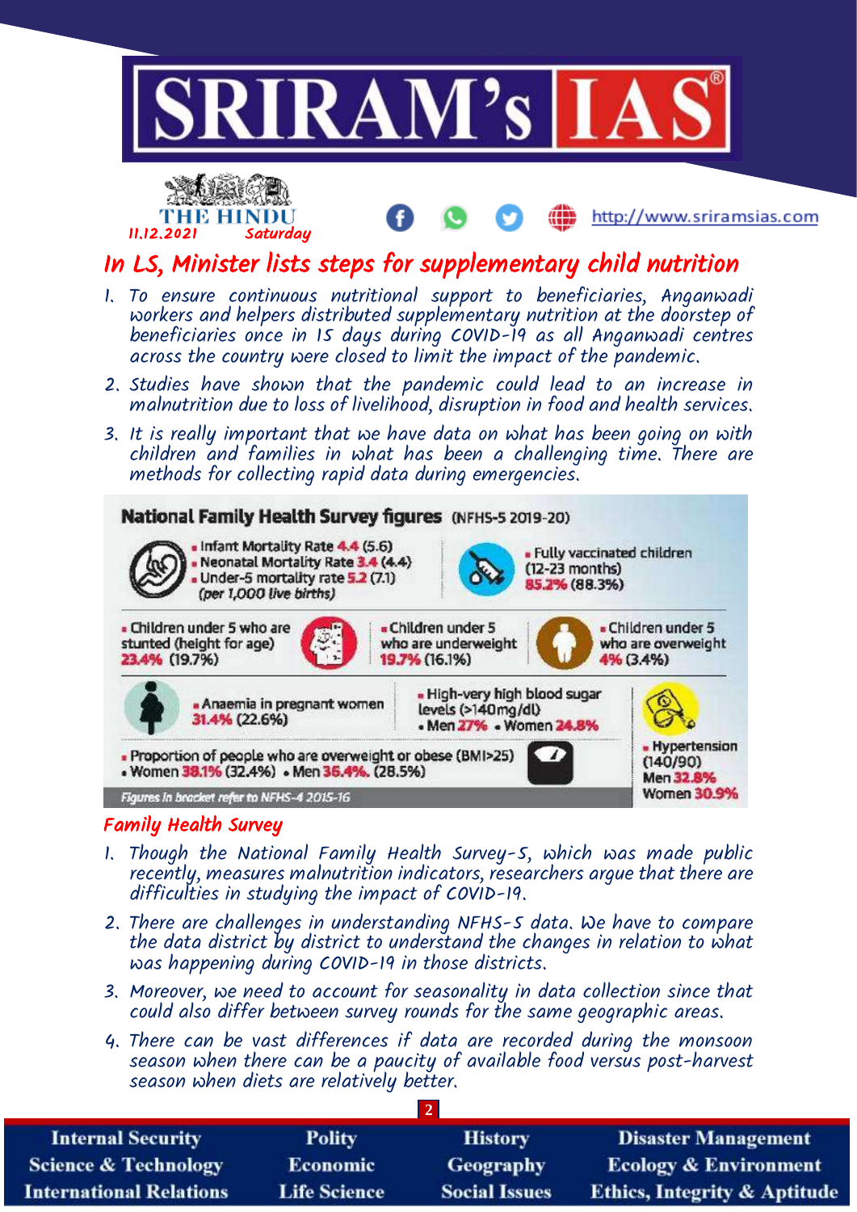THE HINDU 11.12.2021 Saturday

## In LS, Minister lists steps for supplementary child nutrition

1. To ensure continuous nutritional support to beneficiaries, Anganwadi workers and helpers distributed supplementary nutrition at the doorstep of beneficiaries once in 15 days during COVID-19 as all Anganwadi centres across the country were closed to limit the impact of the pandemic.
2. Studies have shown that the pandemic could lead to an increase in malnutrition due to loss of livelihood, disruption in food and health services.
3. It is really important that we have data on what has been going on with children and families in what has been a challenging time. There are methods for collecting rapid data during emergencies.

**National Family Health Survey figures** (NFHS-5 2019-20)

- Infant Mortality Rate 4.4 (5.6)
- Neonatal Mortality Rate 3.4 (4.4)
- Under-5 mortality rate 5.2 (7.1) (per 1,000 live births)
- Fully vaccinated children (12-23 months) 85.2% (88.3%)
- Children under 5 who are stunted (height for age) 23.4% (19.7%)
- Children under 5 who are underweight 19.7% (16.1%)
- Children under 5 who are overweight 4% (3.4%)
- Anaemia in pregnant women 31.4% (22.6%)
- High-very high blood sugar levels (>140mg/dl)
  - Men 27%
  - Women 24.8%
- Hypertension (140/90)
  - Men 32.8%
  - Women 30.9%
- Proportion of people who are overweight or obese (BMI>25)
  - Women 38.1% (32.4%)
  - Men 36.4%. (28.5%)

*Figures in bracket refer to NFHS-4 2015-16*

## Family Health Survey

1. Though the National Family Health Survey-5, which was made public recently, measures malnutrition indicators, researchers argue that there are difficulties in studying the impact of COVID-19.
2. There are challenges in understanding NFHS-5 data. We have to compare the data district by district to understand the changes in relation to what was happening during COVID-19 in those districts.
3. Moreover, we need to account for seasonality in data collection since that could also differ between survey rounds for the same geographic areas.
4. There can be vast differences if data are recorded during the monsoon season when there can be a paucity of available food versus post-harvest season when diets are relatively better.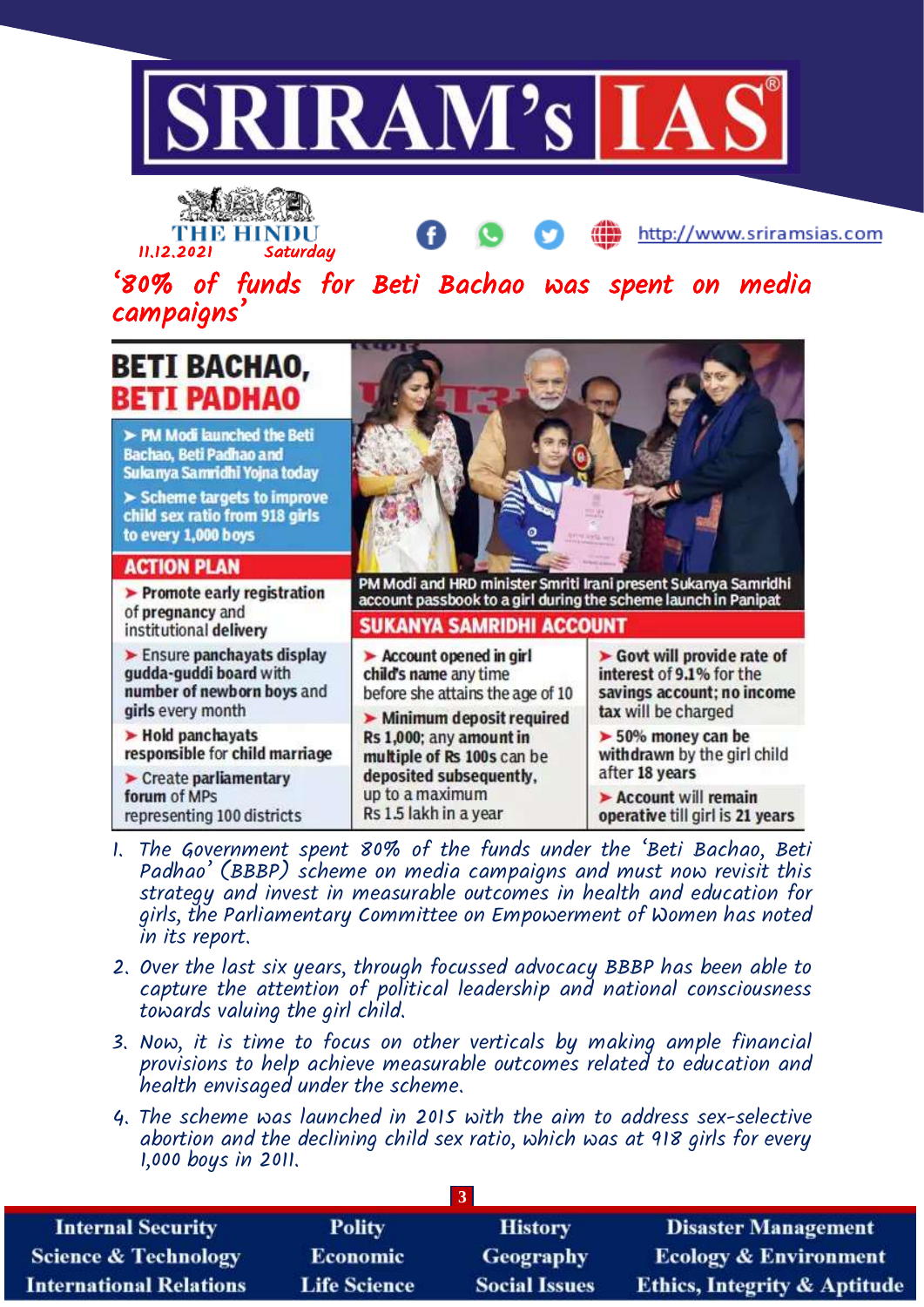THE HINDU 11.12.2021 Saturday

# '80% of funds for Beti Bachao was spent on media campaigns'

## BETI BACHAO, BETI PADHAO

- PM Modi launched the Beti Bachao, Beti Padhao and Sukanya Samridhi Yojna today
- Scheme targets to improve child sex ratio from 918 girls to every 1,000 boys

### ACTION PLAN

- Promote early registration of pregnancy and institutional delivery
- Ensure panchayats display gudda-guddi board with number of newborn boys and girls every month
- Hold panchayats responsible for child marriage
- Create parliamentary forum of MPs representing 100 districts

PM Modi and HRD minister Smriti Irani present Sukanya Samridhi account passbook to a girl during the scheme launch in Panipat

### SUKANYA SAMRIDHI ACCOUNT

- Account opened in girl child's name any time before she attains the age of 10
- Minimum deposit required Rs 1,000; any amount in multiple of Rs 100s can be deposited subsequently, up to a maximum Rs 1.5 lakh in a year
- Govt will provide rate of interest of 9.1% for the savings account; no income tax will be charged
- 50% money can be withdrawn by the girl child after 18 years
- Account will remain operative till girl is 21 years

1. The Government spent 80% of the funds under the 'Beti Bachao, Beti Padhao' (BBBP) scheme on media campaigns and must now revisit this strategy and invest in measurable outcomes in health and education for girls, the Parliamentary Committee on Empowerment of Women has noted in its report.
2. Over the last six years, through focussed advocacy BBBP has been able to capture the attention of political leadership and national consciousness towards valuing the girl child.
3. Now, it is time to focus on other verticals by making ample financial provisions to help achieve measurable outcomes related to education and health envisaged under the scheme.
4. The scheme was launched in 2015 with the aim to address sex-selective abortion and the declining child sex ratio, which was at 918 girls for every 1,000 boys in 2011.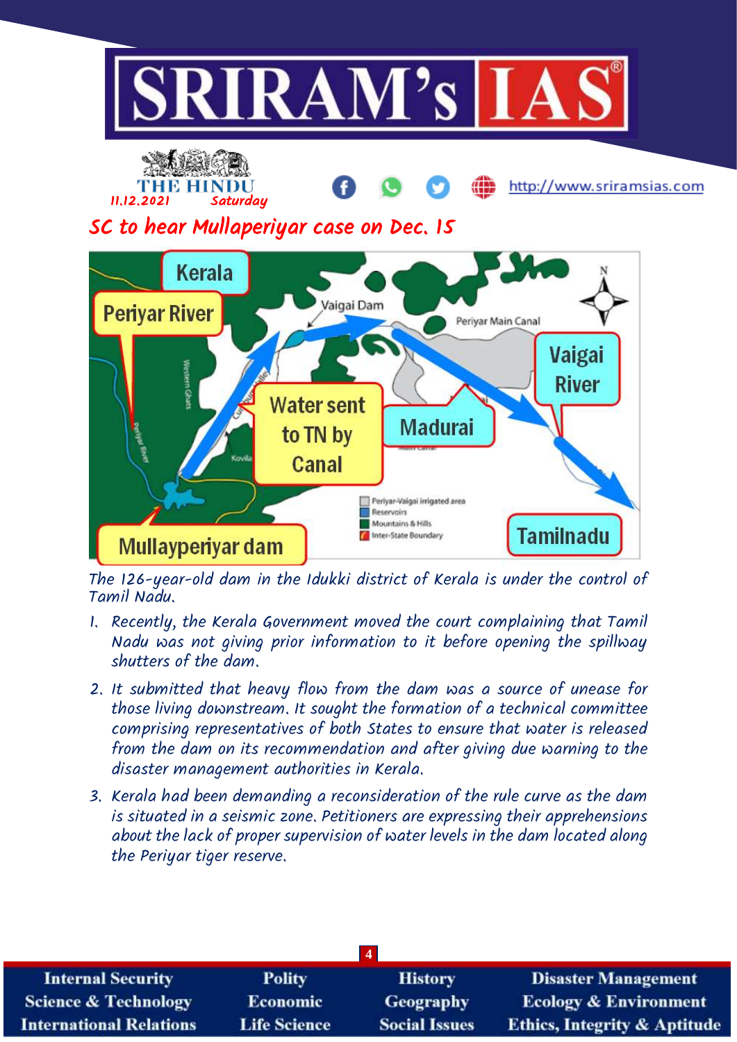THE HINDU
11.12.2021 Saturday

## SC to hear Mullaperiyar case on Dec. 15

The 126-year-old dam in the Idukki district of Kerala is under the control of Tamil Nadu.

1. Recently, the Kerala Government moved the court complaining that Tamil Nadu was not giving prior information to it before opening the spillway shutters of the dam.
2. It submitted that heavy flow from the dam was a source of unease for those living downstream. It sought the formation of a technical committee comprising representatives of both States to ensure that water is released from the dam on its recommendation and after giving due warning to the disaster management authorities in Kerala.
3. Kerala had been demanding a reconsideration of the rule curve as the dam is situated in a seismic zone. Petitioners are expressing their apprehensions about the lack of proper supervision of water levels in the dam located along the Periyar tiger reserve.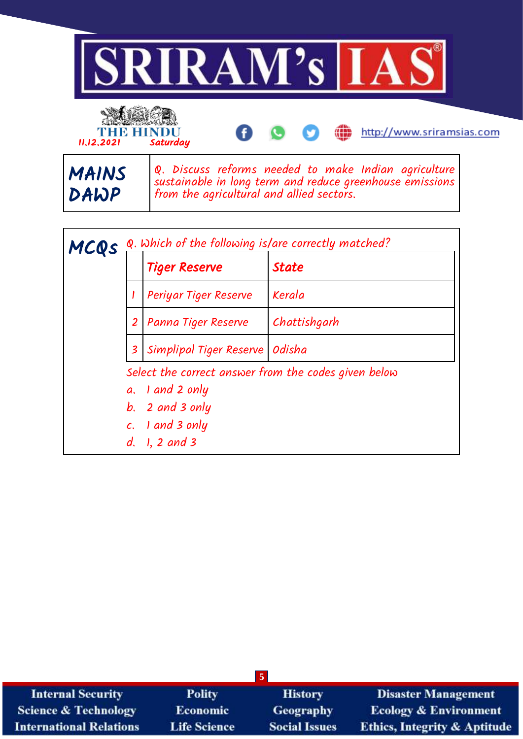## MAINS DAWP

Q. Discuss reforms needed to make Indian agriculture sustainable in long term and reduce greenhouse emissions from the agricultural and allied sectors.

## MCQs

Q. Which of the following is/are correctly matched?

| | Tiger Reserve | State |
|---|---|---|
| 1 | Periyar Tiger Reserve | Kerala |
| 2 | Panna Tiger Reserve | Chattishgarh |
| 3 | Simplipal Tiger Reserve | Odisha |

Select the correct answer from the codes given below

a. 1 and 2 only

b. 2 and 3 only

c. 1 and 3 only

d. 1, 2 and 3